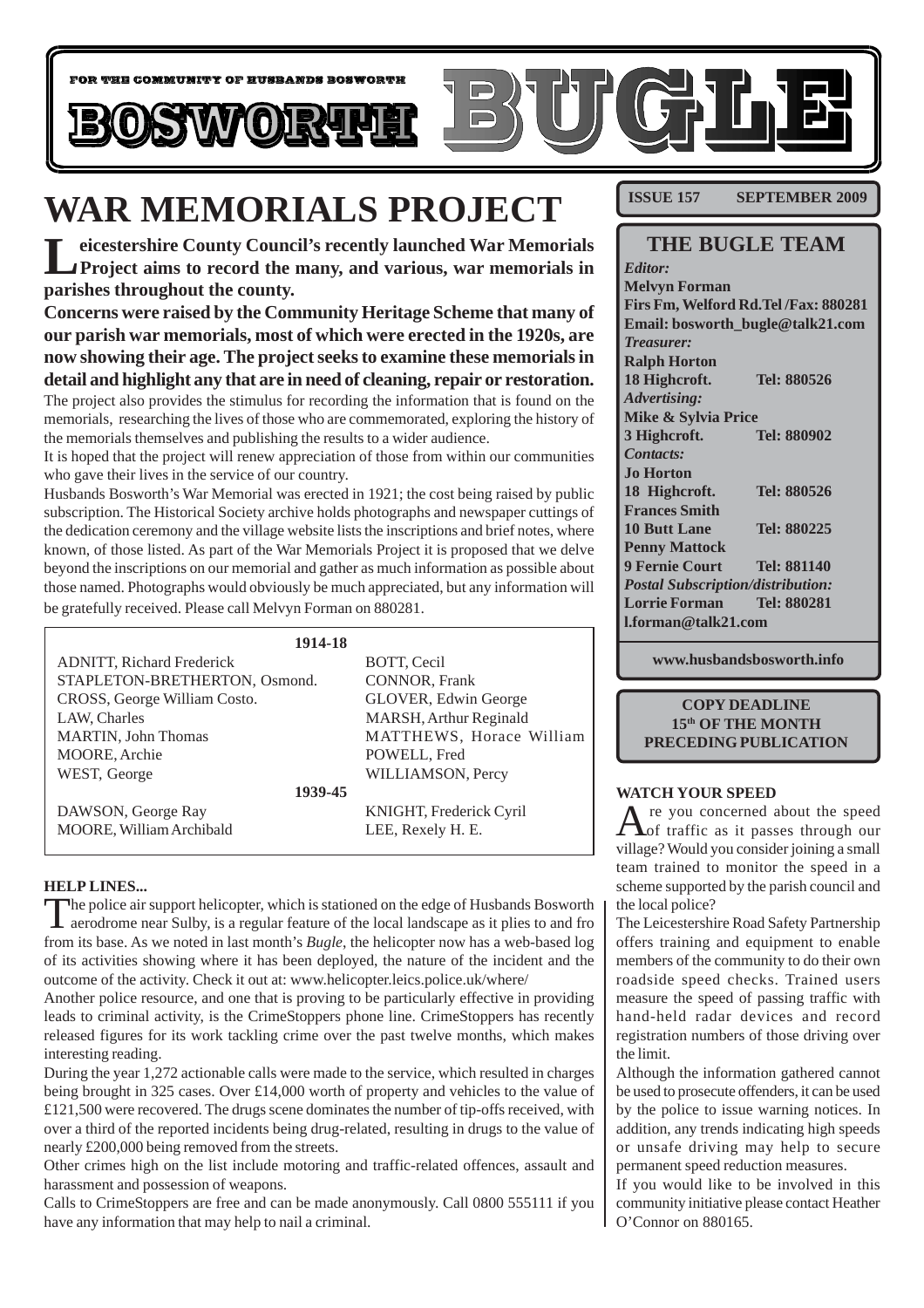FOR THE COMMUNITY OF HUSBANDS BOSWORTH

# BOSWORTH BUGLE

**ISSUE 157 SEPTEMBER 2009**

# WAR MEMORIALS PROJECT

**Leicestershire County Council's recently launched War Memorials Project aims to record the many, and various, war memorials in parishes throughout the county.**

**Concerns were raised by the Community Heritage Scheme that many of our parish war memorials, most of which were erected in the 1920s, are now showing their age. The project seeks to examine these memorials in detail and highlight any that are in need of cleaning, repair or restoration.**

The project also provides the stimulus for recording the information that is found on the memorials, researching the lives of those who are commemorated, exploring the history of the memorials themselves and publishing the results to a wider audience.

It is hoped that the project will renew appreciation of those from within our communities who gave their lives in the service of our country.

Husbands Bosworth's War Memorial was erected in 1921; the cost being raised by public subscription. The Historical Society archive holds photographs and newspaper cuttings of the dedication ceremony and the village website lists the inscriptions and brief notes, where known, of those listed. As part of the War Memorials Project it is proposed that we delve beyond the inscriptions on our memorial and gather as much information as possible about those named. Photographs would obviously be much appreciated, but any information will be gratefully received. Please call Melvyn Forman on 880281.

| 1914-18 | |
|---|---|
| ADNITT, Richard Frederick | BOTT, Cecil |
| STAPLETON-BRETHERTON, Osmond. | CONNOR, Frank |
| CROSS, George William Costo. | GLOVER, Edwin George |
| LAW, Charles | MARSH, Arthur Reginald |
| MARTIN, John Thomas | MATTHEWS, Horace William |
| MOORE, Archie | POWELL, Fred |
| WEST, George | WILLIAMSON, Percy |
| **1939-45** | |
| DAWSON, George Ray | KNIGHT, Frederick Cyril |
| MOORE, William Archibald | LEE, Rexely H. E. |

### HELP LINES...

The police air support helicopter, which is stationed on the edge of Husbands Bosworth aerodrome near Sulby, is a regular feature of the local landscape as it plies to and fro from its base. As we noted in last month's *Bugle*, the helicopter now has a web-based log of its activities showing where it has been deployed, the nature of the incident and the outcome of the activity. Check it out at: www.helicopter.leics.police.uk/where/

Another police resource, and one that is proving to be particularly effective in providing leads to criminal activity, is the CrimeStoppers phone line. CrimeStoppers has recently released figures for its work tackling crime over the past twelve months, which makes interesting reading.

During the year 1,272 actionable calls were made to the service, which resulted in charges being brought in 325 cases. Over £14,000 worth of property and vehicles to the value of £121,500 were recovered. The drugs scene dominates the number of tip-offs received, with over a third of the reported incidents being drug-related, resulting in drugs to the value of nearly £200,000 being removed from the streets.

Other crimes high on the list include motoring and traffic-related offences, assault and harassment and possession of weapons.

Calls to CrimeStoppers are free and can be made anonymously. Call 0800 555111 if you have any information that may help to nail a criminal.

## THE BUGLE TEAM

*Editor:*
**Melvyn Forman**
**Firs Fm, Welford Rd.Tel /Fax: 880281**
**Email: bosworth_bugle@talk21.com**

*Treasurer:*
**Ralph Horton**
**18 Highcroft. Tel: 880526**

*Advertising:*
**Mike & Sylvia Price**
**3 Highcroft. Tel: 880902**

*Contacts:*
**Jo Horton**
**18 Highcroft. Tel: 880526**
**Frances Smith**
**10 Butt Lane Tel: 880225**
**Penny Mattock**
**9 Fernie Court Tel: 881140**

*Postal Subscription/distribution:*
**Lorrie Forman Tel: 880281**
**l.forman@talk21.com**

**www.husbandsbosworth.info**

**COPY DEADLINE**
**15th OF THE MONTH**
**PRECEDING PUBLICATION**

### WATCH YOUR SPEED

Are you concerned about the speed of traffic as it passes through our village? Would you consider joining a small team trained to monitor the speed in a scheme supported by the parish council and the local police?

The Leicestershire Road Safety Partnership offers training and equipment to enable members of the community to do their own roadside speed checks. Trained users measure the speed of passing traffic with hand-held radar devices and record registration numbers of those driving over the limit.

Although the information gathered cannot be used to prosecute offenders, it can be used by the police to issue warning notices. In addition, any trends indicating high speeds or unsafe driving may help to secure permanent speed reduction measures.

If you would like to be involved in this community initiative please contact Heather O'Connor on 880165.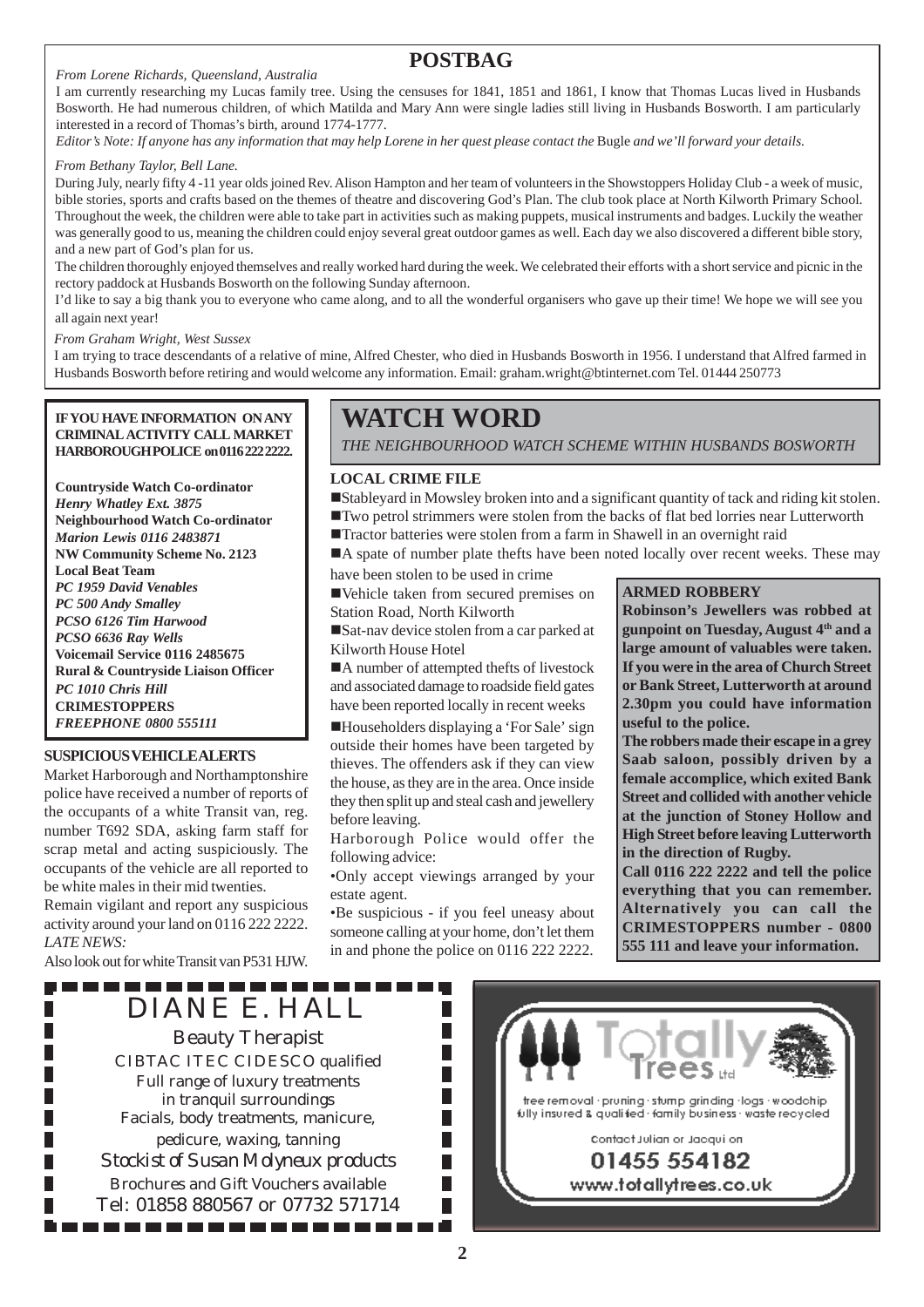## POSTBAG

*From Lorene Richards, Queensland, Australia*

I am currently researching my Lucas family tree. Using the censuses for 1841, 1851 and 1861, I know that Thomas Lucas lived in Husbands Bosworth. He had numerous children, of which Matilda and Mary Ann were single ladies still living in Husbands Bosworth. I am particularly interested in a record of Thomas's birth, around 1774-1777.

*Editor's Note: If anyone has any information that may help Lorene in her quest please contact the* Bugle *and we'll forward your details.*

*From Bethany Taylor, Bell Lane.*

During July, nearly fifty 4 -11 year olds joined Rev. Alison Hampton and her team of volunteers in the Showstoppers Holiday Club - a week of music, bible stories, sports and crafts based on the themes of theatre and discovering God's Plan. The club took place at North Kilworth Primary School. Throughout the week, the children were able to take part in activities such as making puppets, musical instruments and badges. Luckily the weather was generally good to us, meaning the children could enjoy several great outdoor games as well. Each day we also discovered a different bible story, and a new part of God's plan for us.

The children thoroughly enjoyed themselves and really worked hard during the week. We celebrated their efforts with a short service and picnic in the rectory paddock at Husbands Bosworth on the following Sunday afternoon.

I'd like to say a big thank you to everyone who came along, and to all the wonderful organisers who gave up their time! We hope we will see you all again next year!

*From Graham Wright, West Sussex*

I am trying to trace descendants of a relative of mine, Alfred Chester, who died in Husbands Bosworth in 1956. I understand that Alfred farmed in Husbands Bosworth before retiring and would welcome any information. Email: graham.wright@btinternet.com Tel. 01444 250773

**IF YOU HAVE INFORMATION ON ANY CRIMINAL ACTIVITY CALL MARKET HARBOROUGH POLICE on 0116 222 2222.**

**Countryside Watch Co-ordinator**
*Henry Whatley Ext. 3875*
**Neighbourhood Watch Co-ordinator**
*Marion Lewis 0116 2483871*
**NW Community Scheme No. 2123**
**Local Beat Team**
*PC 1959 David Venables*
*PC 500 Andy Smalley*
*PCSO 6126 Tim Harwood*
*PCSO 6636 Ray Wells*
**Voicemail Service 0116 2485675**
**Rural & Countryside Liaison Officer**
*PC 1010 Chris Hill*
**CRIMESTOPPERS**
*FREEPHONE 0800 555111*

### SUSPICIOUS VEHICLE ALERTS

Market Harborough and Northamptonshire police have received a number of reports of the occupants of a white Transit van, reg. number T692 SDA, asking farm staff for scrap metal and acting suspiciously. The occupants of the vehicle are all reported to be white males in their mid twenties.

Remain vigilant and report any suspicious activity around your land on 0116 222 2222.

*LATE NEWS:*

Also look out for white Transit van P531 HJW.

# WATCH WORD

*THE NEIGHBOURHOOD WATCH SCHEME WITHIN HUSBANDS BOSWORTH*

### LOCAL CRIME FILE

- Stableyard in Mowsley broken into and a significant quantity of tack and riding kit stolen.
- Two petrol strimmers were stolen from the backs of flat bed lorries near Lutterworth
- Tractor batteries were stolen from a farm in Shawell in an overnight raid
- A spate of number plate thefts have been noted locally over recent weeks. These may have been stolen to be used in crime
- Vehicle taken from secured premises on Station Road, North Kilworth
- Sat-nav device stolen from a car parked at Kilworth House Hotel
- A number of attempted thefts of livestock and associated damage to roadside field gates have been reported locally in recent weeks
- Householders displaying a 'For Sale' sign outside their homes have been targeted by thieves. The offenders ask if they can view the house, as they are in the area. Once inside they then split up and steal cash and jewellery before leaving.

Harborough Police would offer the following advice:

- Only accept viewings arranged by your estate agent.
- Be suspicious - if you feel uneasy about someone calling at your home, don't let them in and phone the police on 0116 222 2222.

### ARMED ROBBERY

**Robinson's Jewellers was robbed at gunpoint on Tuesday, August 4th and a large amount of valuables were taken. If you were in the area of Church Street or Bank Street, Lutterworth at around 2.30pm you could have information useful to the police.**

**The robbers made their escape in a grey Saab saloon, possibly driven by a female accomplice, which exited Bank Street and collided with another vehicle at the junction of Stoney Hollow and High Street before leaving Lutterworth in the direction of Rugby.**

**Call 0116 222 2222 and tell the police everything that you can remember. Alternatively you can call the CRIMESTOPPERS number - 0800 555 111 and leave your information.**

---

DIANE E. HALL

Beauty Therapist

CIBTAC ITEC CIDESCO qualified

Full range of luxury treatments in tranquil surroundings

Facials, body treatments, manicure, pedicure, waxing, tanning

*Stockist of Susan Molyneux products*

Brochures and Gift Vouchers available

Tel: 01858 880567 or 07732 571714

---

Totally Trees Ltd

tree removal · pruning · stump grinding · logs · woodchip
fully insured & qualified · family business · waste recycled

Contact Julian or Jacqui on

01455 554182

www.totallytrees.co.uk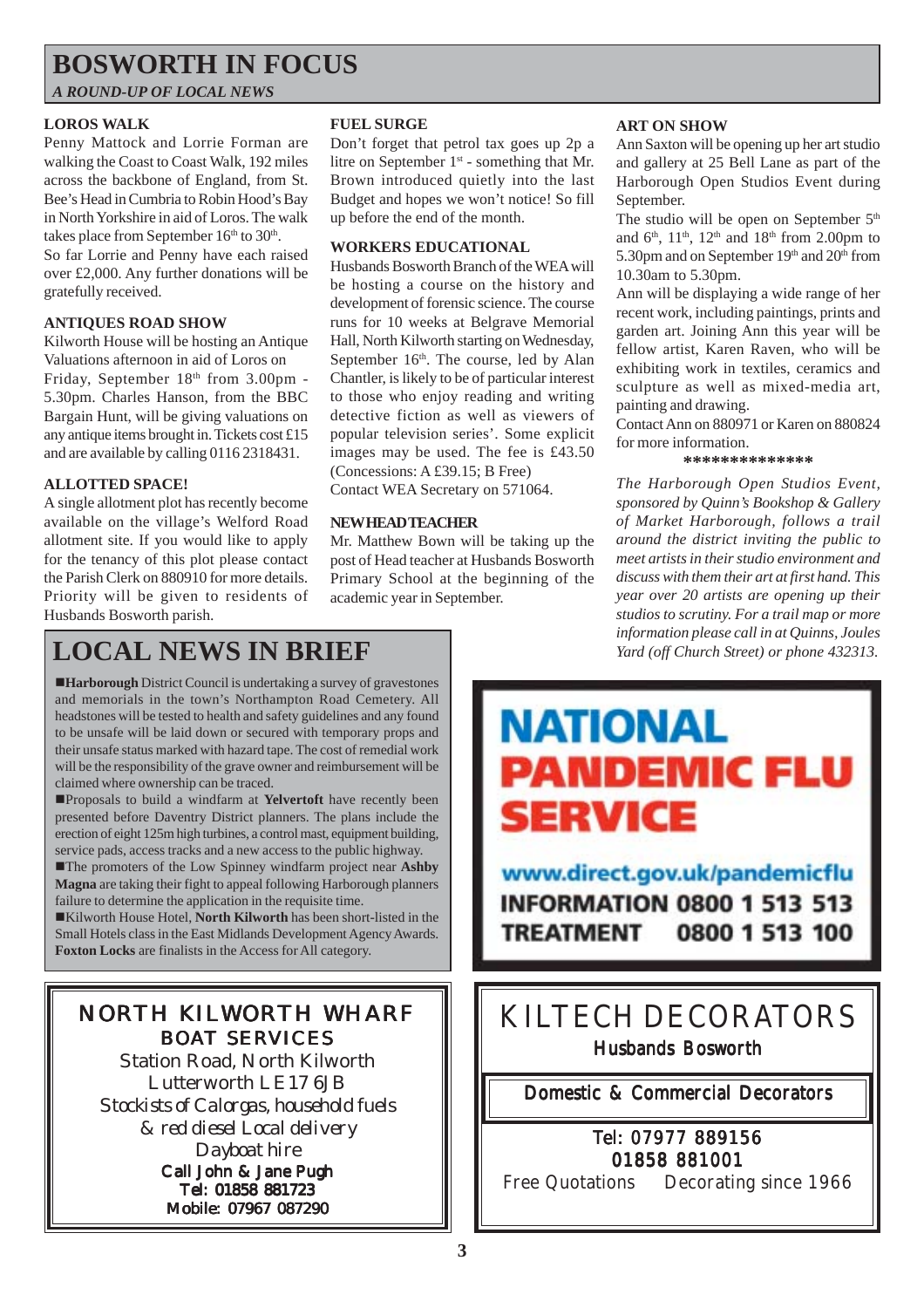# BOSWORTH IN FOCUS

*A ROUND-UP OF LOCAL NEWS*

### LOROS WALK

Penny Mattock and Lorrie Forman are walking the Coast to Coast Walk, 192 miles across the backbone of England, from St. Bee's Head in Cumbria to Robin Hood's Bay in North Yorkshire in aid of Loros. The walk takes place from September 16th to 30th.

So far Lorrie and Penny have each raised over £2,000. Any further donations will be gratefully received.

### ANTIQUES ROAD SHOW

Kilworth House will be hosting an Antique Valuations afternoon in aid of Loros on Friday, September 18th from 3.00pm - 5.30pm. Charles Hanson, from the BBC Bargain Hunt, will be giving valuations on any antique items brought in. Tickets cost £15 and are available by calling 0116 2318431.

### ALLOTTED SPACE!

A single allotment plot has recently become available on the village's Welford Road allotment site. If you would like to apply for the tenancy of this plot please contact the Parish Clerk on 880910 for more details. Priority will be given to residents of Husbands Bosworth parish.

### FUEL SURGE

Don't forget that petrol tax goes up 2p a litre on September 1st - something that Mr. Brown introduced quietly into the last Budget and hopes we won't notice! So fill up before the end of the month.

### WORKERS EDUCATIONAL

Husbands Bosworth Branch of the WEA will be hosting a course on the history and development of forensic science. The course runs for 10 weeks at Belgrave Memorial Hall, North Kilworth starting on Wednesday, September 16th. The course, led by Alan Chantler, is likely to be of particular interest to those who enjoy reading and writing detective fiction as well as viewers of popular television series'. Some explicit images may be used. The fee is £43.50 (Concessions: A £39.15; B Free)

Contact WEA Secretary on 571064.

### NEW HEAD TEACHER

Mr. Matthew Bown will be taking up the post of Head teacher at Husbands Bosworth Primary School at the beginning of the academic year in September.

### ART ON SHOW

Ann Saxton will be opening up her art studio and gallery at 25 Bell Lane as part of the Harborough Open Studios Event during September.

The studio will be open on September 5th and 6th, 11th, 12th and 18th from 2.00pm to 5.30pm and on September 19th and 20th from 10.30am to 5.30pm.

Ann will be displaying a wide range of her recent work, including paintings, prints and garden art. Joining Ann this year will be fellow artist, Karen Raven, who will be exhibiting work in textiles, ceramics and sculpture as well as mixed-media art, painting and drawing.

Contact Ann on 880971 or Karen on 880824 for more information.

**************

*The Harborough Open Studios Event, sponsored by Quinn's Bookshop & Gallery of Market Harborough, follows a trail around the district inviting the public to meet artists in their studio environment and discuss with them their art at first hand. This year over 20 artists are opening up their studios to scrutiny. For a trail map or more information please call in at Quinns, Joules Yard (off Church Street) or phone 432313.*

## LOCAL NEWS IN BRIEF

- **Harborough** District Council is undertaking a survey of gravestones and memorials in the town's Northampton Road Cemetery. All headstones will be tested to health and safety guidelines and any found to be unsafe will be laid down or secured with temporary props and their unsafe status marked with hazard tape. The cost of remedial work will be the responsibility of the grave owner and reimbursement will be claimed where ownership can be traced.
- Proposals to build a windfarm at **Yelvertoft** have recently been presented before Daventry District planners. The plans include the erection of eight 125m high turbines, a control mast, equipment building, service pads, access tracks and a new access to the public highway.
- The promoters of the Low Spinney windfarm project near **Ashby Magna** are taking their fight to appeal following Harborough planners failure to determine the application in the requisite time.
- Kilworth House Hotel, **North Kilworth** has been short-listed in the Small Hotels class in the East Midlands Development Agency Awards. **Foxton Locks** are finalists in the Access for All category.

**NATIONAL PANDEMIC FLU SERVICE**

www.direct.gov.uk/pandemicflu
INFORMATION 0800 1 513 513
TREATMENT 0800 1 513 100

**NORTH KILWORTH WHARF BOAT SERVICES**

Station Road, North Kilworth
Lutterworth LE17 6JB
*Stockists of Calorgas, household fuels & red diesel Local delivery*
*Dayboat hire*
**Call John & Jane Pugh**
**Tel: 01858 881723**
**Mobile: 07967 087290**

**KILTECH DECORATORS**

**Husbands Bosworth**

**Domestic & Commercial Decorators**

**Tel: 07977 889156**
**01858 881001**
Free Quotations Decorating since 1966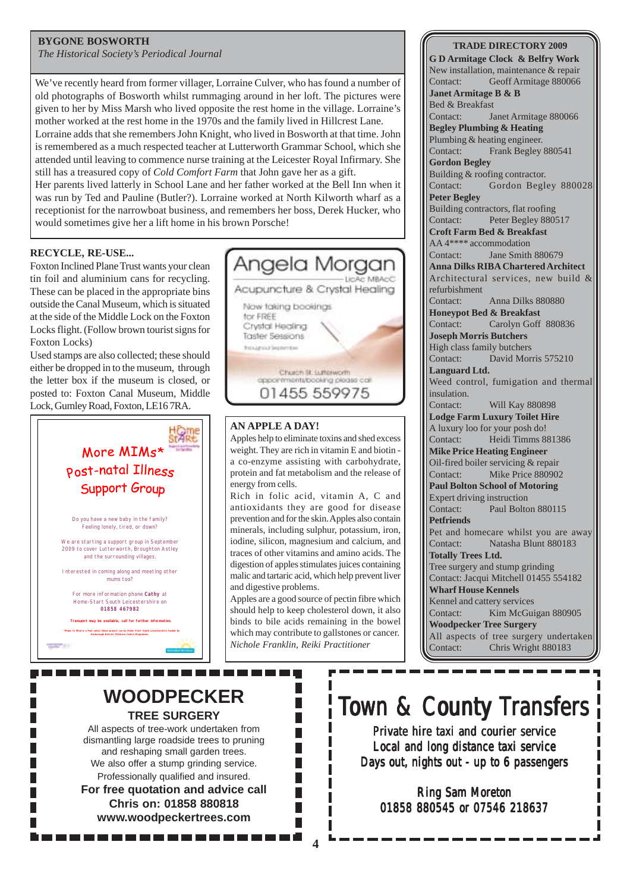## BYGONE BOSWORTH

*The Historical Society's Periodical Journal*

We've recently heard from former villager, Lorraine Culver, who has found a number of old photographs of Bosworth whilst rummaging around in her loft. The pictures were given to her by Miss Marsh who lived opposite the rest home in the village. Lorraine's mother worked at the rest home in the 1970s and the family lived in Hillcrest Lane.

Lorraine adds that she remembers John Knight, who lived in Bosworth at that time. John is remembered as a much respected teacher at Lutterworth Grammar School, which she attended until leaving to commence nurse training at the Leicester Royal Infirmary. She still has a treasured copy of *Cold Comfort Farm* that John gave her as a gift.

Her parents lived latterly in School Lane and her father worked at the Bell Inn when it was run by Ted and Pauline (Butler?). Lorraine worked at North Kilworth wharf as a receptionist for the narrowboat business, and remembers her boss, Derek Hucker, who would sometimes give her a lift home in his brown Porsche!

## RECYCLE, RE-USE...

Foxton Inclined Plane Trust wants your clean tin foil and aluminium cans for recycling. These can be placed in the appropriate bins outside the Canal Museum, which is situated at the side of the Middle Lock on the Foxton Locks flight. (Follow brown tourist signs for Foxton Locks)

Used stamps are also collected; these should either be dropped in to the museum, through the letter box if the museum is closed, or posted to: Foxton Canal Museum, Middle Lock, Gumley Road, Foxton, LE16 7RA.

**Angela Morgan** LicAc MBAcC

Acupuncture & Crystal Healing

Now taking bookings for FREE Crystal Healing Taster Sessions throughout September

Church St, Lutterworth appointments/booking please call

01455 559975

**Home Start**

## More MIMs* Post-natal Illness Support Group

Do you have a new baby in the family? Feeling lonely, tired, or down?

We are starting a support group in September 2009 to cover Lutterworth, Broughton Astley and the surrounding villages.

Interested in coming along and meeting other mums too?

For more information phone **Cathy** at Home-Start South Leicestershire on **01858 467982**

**Transport may be available, call for further information.**

*Mums in Mind is a Post-natal Illness project run by Home-Start South Leicestershire funded by Harborough District Childrens Centre Programme.

## AN APPLE A DAY!

Apples help to eliminate toxins and shed excess weight. They are rich in vitamin E and biotin - a co-enzyme assisting with carbohydrate, protein and fat metabolism and the release of energy from cells.

Rich in folic acid, vitamin A, C and antioxidants they are good for disease prevention and for the skin. Apples also contain minerals, including sulphur, potassium, iron, iodine, silicon, magnesium and calcium, and traces of other vitamins and amino acids. The digestion of apples stimulates juices containing malic and tartaric acid, which help prevent liver and digestive problems.

Apples are a good source of pectin fibre which should help to keep cholesterol down, it also binds to bile acids remaining in the bowel which may contribute to gallstones or cancer.

*Nichole Franklin, Reiki Practitioner*

## TRADE DIRECTORY 2009

**G D Armitage Clock & Belfry Work**
New installation, maintenance & repair
Contact: Geoff Armitage 880066

**Janet Armitage B & B**
Bed & Breakfast
Contact: Janet Armitage 880066

**Begley Plumbing & Heating**
Plumbing & heating engineer.
Contact: Frank Begley 880541

**Gordon Begley**
Building & roofing contractor.
Contact: Gordon Begley 880028

**Peter Begley**
Building contractors, flat roofing
Contact: Peter Begley 880517

**Croft Farm Bed & Breakfast**
AA 4**** accommodation
Contact: Jane Smith 880679

**Anna Dilks RIBA Chartered Architect**
Architectural services, new build & refurbishment
Contact: Anna Dilks 880880

**Honeypot Bed & Breakfast**
Contact: Carolyn Goff 880836

**Joseph Morris Butchers**
High class family butchers
Contact: David Morris 575210

**Languard Ltd.**
Weed control, fumigation and thermal insulation.
Contact: Will Kay 880898

**Lodge Farm Luxury Toilet Hire**
A luxury loo for your posh do!
Contact: Heidi Timms 881386

**Mike Price Heating Engineer**
Oil-fired boiler servicing & repair
Contact: Mike Price 880902

**Paul Bolton School of Motoring**
Expert driving instruction
Contact: Paul Bolton 880115

**Petfriends**
Pet and homecare whilst you are away
Contact: Natasha Blunt 880183

**Totally Trees Ltd.**
Tree surgery and stump grinding
Contact: Jacqui Mitchell 01455 554182

**Wharf House Kennels**
Kennel and cattery services
Contact: Kim McGuigan 880905

**Woodpecker Tree Surgery**
All aspects of tree surgery undertaken
Contact: Chris Wright 880183

## WOODPECKER

### TREE SURGERY

All aspects of tree-work undertaken from dismantling large roadside trees to pruning and reshaping small garden trees.
We also offer a stump grinding service.
Professionally qualified and insured.

**For free quotation and advice call**
**Chris on: 01858 880818**
**www.woodpeckertrees.com**

## Town & County Transfers

Private hire taxi and courier service
Local and long distance taxi service
Days out, nights out - up to 6 passengers

Ring Sam Moreton
01858 880545 or 07546 218637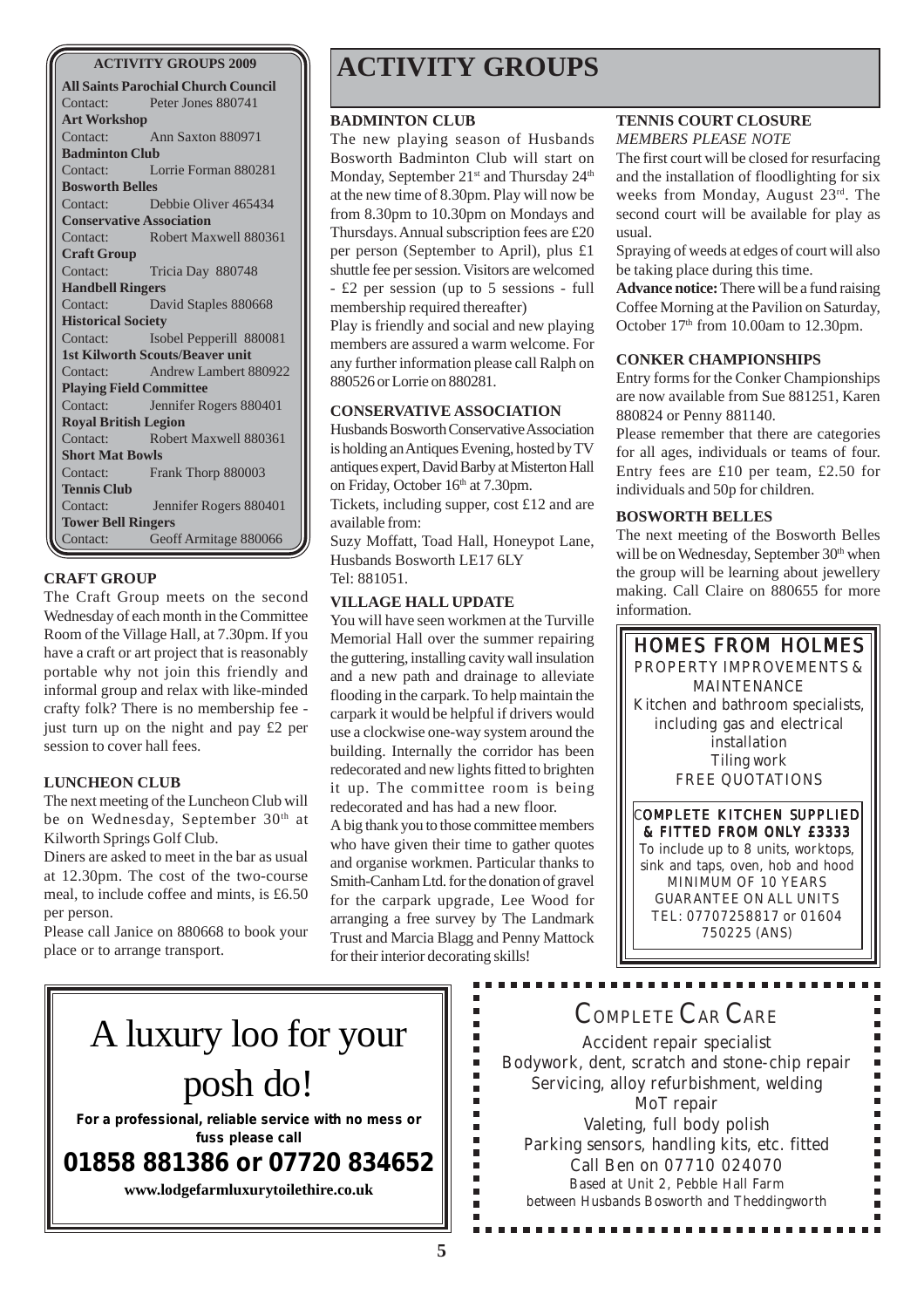## ACTIVITY GROUPS 2009

| Group | Contact |
| --- | --- |
| **All Saints Parochial Church Council** | Peter Jones 880741 |
| **Art Workshop** | Ann Saxton 880971 |
| **Badminton Club** | Lorrie Forman 880281 |
| **Bosworth Belles** | Debbie Oliver 465434 |
| **Conservative Association** | Robert Maxwell 880361 |
| **Craft Group** | Tricia Day 880748 |
| **Handbell Ringers** | David Staples 880668 |
| **Historical Society** | Isobel Pepperill 880081 |
| **1st Kilworth Scouts/Beaver unit** | Andrew Lambert 880922 |
| **Playing Field Committee** | Jennifer Rogers 880401 |
| **Royal British Legion** | Robert Maxwell 880361 |
| **Short Mat Bowls** | Frank Thorp 880003 |
| **Tennis Club** | Jennifer Rogers 880401 |
| **Tower Bell Ringers** | Geoff Armitage 880066 |

# ACTIVITY GROUPS

### CRAFT GROUP

The Craft Group meets on the second Wednesday of each month in the Committee Room of the Village Hall, at 7.30pm. If you have a craft or art project that is reasonably portable why not join this friendly and informal group and relax with like-minded crafty folk? There is no membership fee - just turn up on the night and pay £2 per session to cover hall fees.

### LUNCHEON CLUB

The next meeting of the Luncheon Club will be on Wednesday, September 30th at Kilworth Springs Golf Club.

Diners are asked to meet in the bar as usual at 12.30pm. The cost of the two-course meal, to include coffee and mints, is £6.50 per person.

Please call Janice on 880668 to book your place or to arrange transport.

### BADMINTON CLUB

The new playing season of Husbands Bosworth Badminton Club will start on Monday, September 21st and Thursday 24th at the new time of 8.30pm. Play will now be from 8.30pm to 10.30pm on Mondays and Thursdays. Annual subscription fees are £20 per person (September to April), plus £1 shuttle fee per session. Visitors are welcomed - £2 per session (up to 5 sessions - full membership required thereafter)

Play is friendly and social and new playing members are assured a warm welcome. For any further information please call Ralph on 880526 or Lorrie on 880281.

### CONSERVATIVE ASSOCIATION

Husbands Bosworth Conservative Association is holding an Antiques Evening, hosted by TV antiques expert, David Barby at Misterton Hall on Friday, October 16th at 7.30pm.

Tickets, including supper, cost £12 and are available from:

Suzy Moffatt, Toad Hall, Honeypot Lane, Husbands Bosworth LE17 6LY
Tel: 881051.

### VILLAGE HALL UPDATE

You will have seen workmen at the Turville Memorial Hall over the summer repairing the guttering, installing cavity wall insulation and a new path and drainage to alleviate flooding in the carpark. To help maintain the carpark it would be helpful if drivers would use a clockwise one-way system around the building. Internally the corridor has been redecorated and new lights fitted to brighten it up. The committee room is being redecorated and has had a new floor.

A big thank you to those committee members who have given their time to gather quotes and organise workmen. Particular thanks to Smith-Canham Ltd. for the donation of gravel for the carpark upgrade, Lee Wood for arranging a free survey by The Landmark Trust and Marcia Blagg and Penny Mattock for their interior decorating skills!

### TENNIS COURT CLOSURE

*MEMBERS PLEASE NOTE*

The first court will be closed for resurfacing and the installation of floodlighting for six weeks from Monday, August 23rd. The second court will be available for play as usual.

Spraying of weeds at edges of court will also be taking place during this time.

**Advance notice:** There will be a fund raising Coffee Morning at the Pavilion on Saturday, October 17th from 10.00am to 12.30pm.

### CONKER CHAMPIONSHIPS

Entry forms for the Conker Championships are now available from Sue 881251, Karen 880824 or Penny 881140.

Please remember that there are categories for all ages, individuals or teams of four. Entry fees are £10 per team, £2.50 for individuals and 50p for children.

### BOSWORTH BELLES

The next meeting of the Bosworth Belles will be on Wednesday, September 30th when the group will be learning about jewellery making. Call Claire on 880655 for more information.

---

**HOMES FROM HOLMES**

PROPERTY IMPROVEMENTS & MAINTENANCE
Kitchen and bathroom specialists, including gas and electrical installation
Tiling work
FREE QUOTATIONS

**COMPLETE KITCHEN SUPPLIED & FITTED FROM ONLY £3333**
To include up to 8 units, worktops, sink and taps, oven, hob and hood
MINIMUM OF 10 YEARS GUARANTEE ON ALL UNITS
TEL: 07707258817 or 01604 750225 (ANS)

---

A luxury loo for your posh do!

**For a professional, reliable service with no mess or fuss please call**

**01858 881386 or 07720 834652**

**www.lodgefarmluxurytoilethire.co.uk**

---

COMPLETE CAR CARE

Accident repair specialist
Bodywork, dent, scratch and stone-chip repair
Servicing, alloy refurbishment, welding
MoT repair
Valeting, full body polish
Parking sensors, handling kits, etc. fitted
Call Ben on 07710 024070
Based at Unit 2, Pebble Hall Farm
between Husbands Bosworth and Theddingworth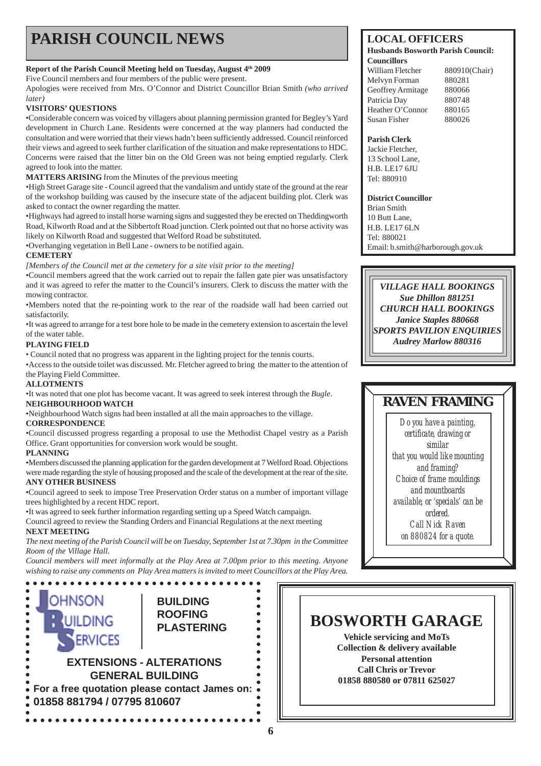# PARISH COUNCIL NEWS

**Report of the Parish Council Meeting held on Tuesday, August 4th 2009**

Five Council members and four members of the public were present.

Apologies were received from Mrs. O'Connor and District Councillor Brian Smith *(who arrived later)*

**VISITORS' QUESTIONS**

•Considerable concern was voiced by villagers about planning permission granted for Begley's Yard development in Church Lane. Residents were concerned at the way planners had conducted the consultation and were worried that their views hadn't been sufficiently addressed. Council reinforced their views and agreed to seek further clarification of the situation and make representations to HDC. Concerns were raised that the litter bin on the Old Green was not being emptied regularly. Clerk agreed to look into the matter.

**MATTERS ARISING** from the Minutes of the previous meeting

•High Street Garage site - Council agreed that the vandalism and untidy state of the ground at the rear of the workshop building was caused by the insecure state of the adjacent building plot. Clerk was asked to contact the owner regarding the matter.

•Highways had agreed to install horse warning signs and suggested they be erected on Theddingworth Road, Kilworth Road and at the Sibbertoft Road junction. Clerk pointed out that no horse activity was likely on Kilworth Road and suggested that Welford Road be substituted.

•Overhanging vegetation in Bell Lane - owners to be notified again.

**CEMETERY**

*[Members of the Council met at the cemetery for a site visit prior to the meeting]*

•Council members agreed that the work carried out to repair the fallen gate pier was unsatisfactory and it was agreed to refer the matter to the Council's insurers. Clerk to discuss the matter with the mowing contractor.

•Members noted that the re-pointing work to the rear of the roadside wall had been carried out satisfactorily.

•It was agreed to arrange for a test bore hole to be made in the cemetery extension to ascertain the level of the water table.

**PLAYING FIELD**

• Council noted that no progress was apparent in the lighting project for the tennis courts.

•Access to the outside toilet was discussed. Mr. Fletcher agreed to bring the matter to the attention of the Playing Field Committee.

**ALLOTMENTS**

•It was noted that one plot has become vacant. It was agreed to seek interest through the *Bugle*.

**NEIGHBOURHOOD WATCH**

•Neighbourhood Watch signs had been installed at all the main approaches to the village.

**CORRESPONDENCE**

•Council discussed progress regarding a proposal to use the Methodist Chapel vestry as a Parish Office. Grant opportunities for conversion work would be sought.

**PLANNING**

•Members discussed the planning application for the garden development at 7 Welford Road. Objections were made regarding the style of housing proposed and the scale of the development at the rear of the site.

**ANY OTHER BUSINESS**

•Council agreed to seek to impose Tree Preservation Order status on a number of important village trees highlighted by a recent HDC report.

•It was agreed to seek further information regarding setting up a Speed Watch campaign.

Council agreed to review the Standing Orders and Financial Regulations at the next meeting

**NEXT MEETING**

*The next meeting of the Parish Council will be on Tuesday, September 1st at 7.30pm in the Committee Room of the Village Hall.*

*Council members will meet informally at the Play Area at 7.00pm prior to this meeting. Anyone wishing to raise any comments on Play Area matters is invited to meet Councillors at the Play Area.*

---

**JOHNSON BUILDING SERVICES**

**BUILDING**
**ROOFING**
**PLASTERING**

**EXTENSIONS - ALTERATIONS**
**GENERAL BUILDING**

**For a free quotation please contact James on:**
**01858 881794 / 07795 810607**

---

## LOCAL OFFICERS

**Husbands Bosworth Parish Council:**

**Councillors**

| | |
|---|---|
| William Fletcher | 880910(Chair) |
| Melvyn Forman | 880281 |
| Geoffrey Armitage | 880066 |
| Patricia Day | 880748 |
| Heather O'Connor | 880165 |
| Susan Fisher | 880026 |

**Parish Clerk**

Jackie Fletcher,
13 School Lane,
H.B. LE17 6JU
Tel: 880910

**District Councillor**

Brian Smith
10 Butt Lane,
H.B. LE17 6LN
Tel: 880021
Email: b.smith@harborough.gov.uk

---

***VILLAGE HALL BOOKINGS***
***Sue Dhillon 881251***
***CHURCH HALL BOOKINGS***
***Janice Staples 880668***
***SPORTS PAVILION ENQUIRIES***
***Audrey Marlow 880316***

---

## RAVEN FRAMING

*Do you have a painting, certificate, drawing or similar that you would like mounting and framing?*
*Choice of frame mouldings and mountboards available, or 'specials' can be ordered.*
*Call Nick Raven on 880824 for a quote.*

---

## BOSWORTH GARAGE

**Vehicle servicing and MoTs**
**Collection & delivery available**
**Personal attention**
**Call Chris or Trevor**
**01858 880580 or 07811 625027**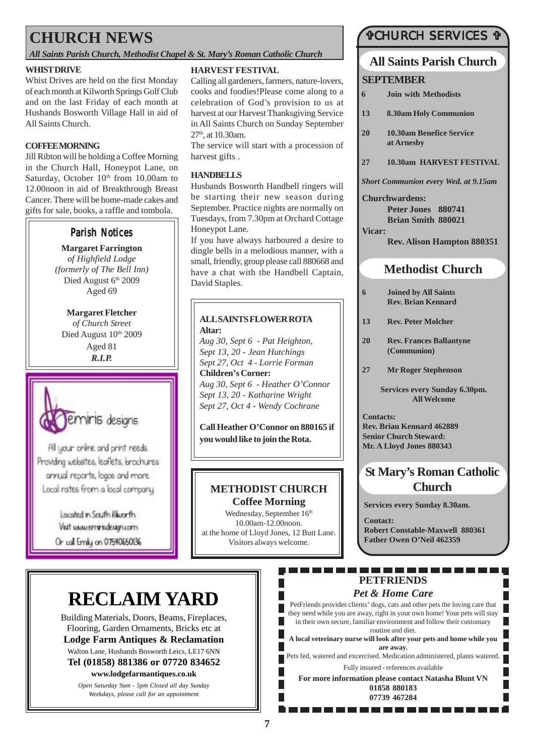# CHURCH NEWS

***All Saints Parish Church, Methodist Chapel & St. Mary's Roman Catholic Church***

**WHIST DRIVE**

Whist Drives are held on the first Monday of each month at Kilworth Springs Golf Club and on the last Friday of each month at Husbands Bosworth Village Hall in aid of All Saints Church.

**COFFEE MORNING**

Jill Ribton will be holding a Coffee Morning in the Church Hall, Honeypot Lane, on Saturday, October 10th from 10.00am to 12.00noon in aid of Breakthrough Breast Cancer. There will be home-made cakes and gifts for sale, books, a raffle and tombola.

## Parish Notices

**Margaret Farrington**
*of Highfield Lodge*
*(formerly of The Bell Inn)*
Died August 6th 2009
Aged 69

**Margaret Fletcher**
*of Church Street*
Died August 10th 2009
Aged 81
***R.I.P.***

emiris designs

All your online and print needs.
Providing websites, leaflets, brochures annual reports, logos and more.
Local rates from a local company

Located in South Kilworth
Visit www.emirisdesign.com
Or call Emily on 07540650136

**HARVEST FESTIVAL**

Calling all gardeners, farmers, nature-lovers, cooks and foodies! Please come along to a celebration of God's provision to us at harvest at our Harvest Thanksgiving Service in All Saints Church on Sunday September 27th, at 10.30am.

The service will start with a procession of harvest gifts .

**HANDBELLS**

Husbands Bosworth Handbell ringers will be starting their new season during September. Practice nights are normally on Tuesdays, from 7.30pm at Orchard Cottage Honeypot Lane.

If you have always harboured a desire to dingle bells in a melodious manner, with a small, friendly, group please call 880668 and have a chat with the Handbell Captain, David Staples.

**ALL SAINTS FLOWER ROTA**

**Altar:**
*Aug 30, Sept 6 - Pat Heighton,*
*Sept 13, 20 - Jean Hutchings*
*Sept 27, Oct 4 - Lorrie Forman*

**Children's Corner:**
*Aug 30, Sept 6 - Heather O'Connor*
*Sept 13, 20 - Katharine Wright*
*Sept 27, Oct 4 - Wendy Cochrane*

**Call Heather O'Connor on 880165 if you would like to join the Rota.**

**METHODIST CHURCH**
**Coffee Morning**

Wednesday, September 16th
10.00am-12.00noon.
at the home of Lloyd Jones, 12 Butt Lane.
Visitors always welcome.

# ✞CHURCH SERVICES ✞

## All Saints Parish Church

**SEPTEMBER**

- **6** **Join with Methodists**
- **13** **8.30am Holy Communion**
- **20** **10.30am Benefice Service at Arnesby**
- **27** **10.30am HARVEST FESTIVAL**

***Short Communion every Wed. at 9.15am***

**Churchwardens:**
**Peter Jones 880741**
**Brian Smith 880021**

**Vicar:**
**Rev. Alison Hampton 880351**

## Methodist Church

- **6** **Joined by All Saints Rev. Brian Kennard**
- **13** **Rev. Peter Molcher**
- **20** **Rev. Frances Ballantyne (Communion)**
- **27** **Mr Roger Stephenson**

**Services every Sunday 6.30pm. All Welcome**

**Contacts:**
**Rev. Brian Kennard 462889**
**Senior Church Steward:**
**Mr. A Lloyd Jones 880343**

## St Mary's Roman Catholic Church

**Services every Sunday 8.30am.**

**Contact:**
**Robert Constable-Maxwell 880361**
**Father Owen O'Neil 462359**

# RECLAIM YARD

Building Materials, Doors, Beams, Fireplaces, Flooring, Garden Ornaments, Bricks etc at
**Lodge Farm Antiques & Reclamation**
Walton Lane, Husbands Bosworth Leics, LE17 6NN
**Tel (01858) 881386 or 07720 834652**
**www.lodgefarmantiques.co.uk**

*Open Saturday 9am - 5pm Closed all day Sunday*
*Weekdays, please call for an appointment*

**PETFRIENDS**
***Pet & Home Care***

PetFriends provides clients' dogs, cats and other pets the loving care that they need while you are away, right in your own home! Your pets will stay in their own secure, familiar environment and follow their customary routine and diet.

**A local veterinary nurse will look after your pets and home while you are away.**

Pets fed, watered and excercised. Medication administered, plants watered.

Fully insured - references available

**For more information please contact Natasha Blunt VN**
**01858 880183**
**07739 467284**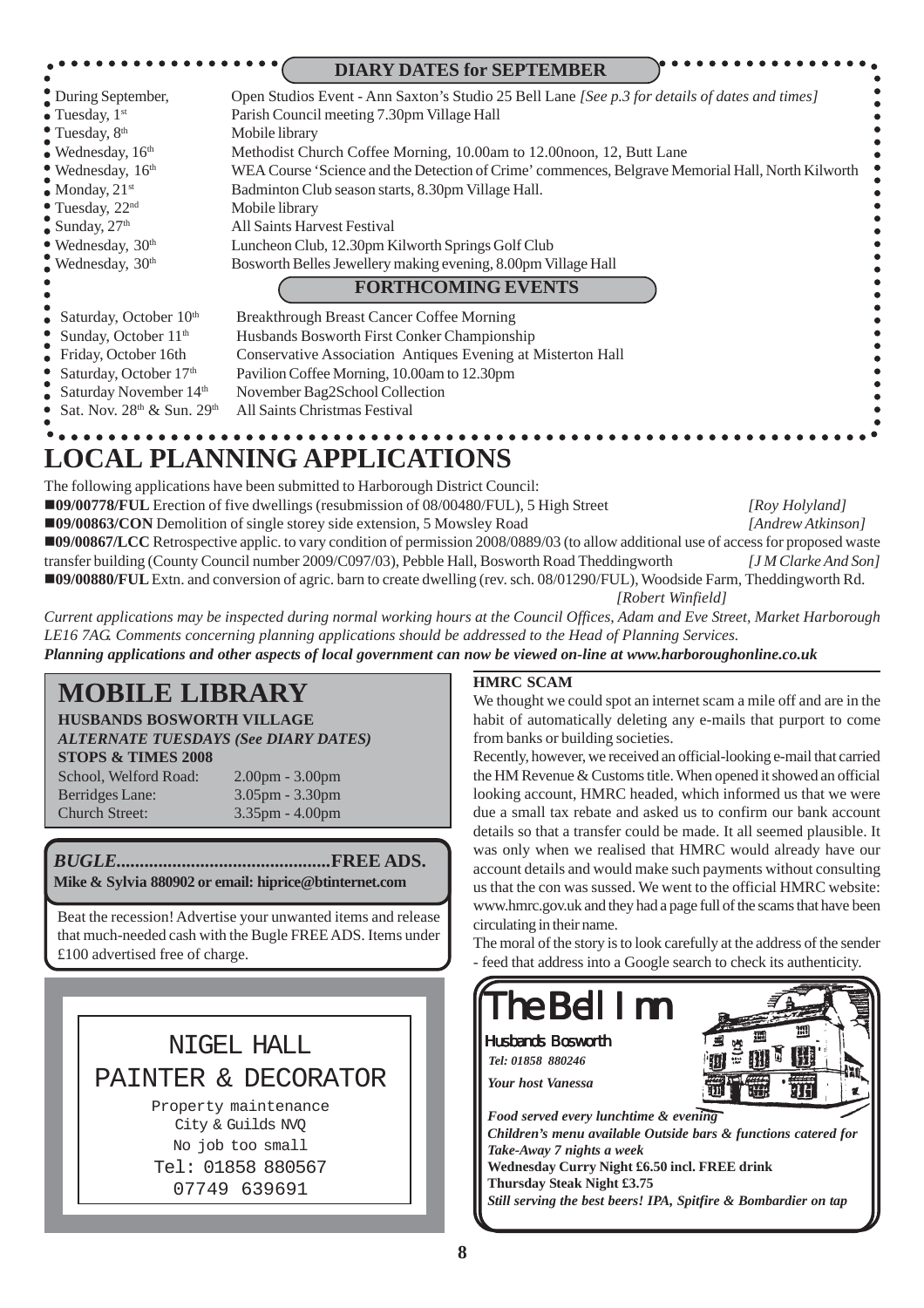## DIARY DATES for SEPTEMBER

| | |
|---|---|
| During September, | Open Studios Event - Ann Saxton's Studio 25 Bell Lane *[See p.3 for details of dates and times]* |
| Tuesday, 1st | Parish Council meeting 7.30pm Village Hall |
| Tuesday, 8th | Mobile library |
| Wednesday, 16th | Methodist Church Coffee Morning, 10.00am to 12.00noon, 12, Butt Lane |
| Wednesday, 16th | WEA Course 'Science and the Detection of Crime' commences, Belgrave Memorial Hall, North Kilworth |
| Monday, 21st | Badminton Club season starts, 8.30pm Village Hall. |
| Tuesday, 22nd | Mobile library |
| Sunday, 27th | All Saints Harvest Festival |
| Wednesday, 30th | Luncheon Club, 12.30pm Kilworth Springs Golf Club |
| Wednesday, 30th | Bosworth Belles Jewellery making evening, 8.00pm Village Hall |

## FORTHCOMING EVENTS

| | |
|---|---|
| Saturday, October 10th | Breakthrough Breast Cancer Coffee Morning |
| Sunday, October 11th | Husbands Bosworth First Conker Championship |
| Friday, October 16th | Conservative Association Antiques Evening at Misterton Hall |
| Saturday, October 17th | Pavilion Coffee Morning, 10.00am to 12.30pm |
| Saturday November 14th | November Bag2School Collection |
| Sat. Nov. 28th & Sun. 29th | All Saints Christmas Festival |

# LOCAL PLANNING APPLICATIONS

The following applications have been submitted to Harborough District Council:

- **09/00778/FUL** Erection of five dwellings (resubmission of 08/00480/FUL), 5 High Street *[Roy Holyland]*
- **09/00863/CON** Demolition of single storey side extension, 5 Mowsley Road *[Andrew Atkinson]*
- **09/00867/LCC** Retrospective applic. to vary condition of permission 2008/0889/03 (to allow additional use of access for proposed waste transfer building (County Council number 2009/C097/03), Pebble Hall, Bosworth Road Theddingworth *[J M Clarke And Son]*
- **09/00880/FUL** Extn. and conversion of agric. barn to create dwelling (rev. sch. 08/01290/FUL), Woodside Farm, Theddingworth Rd. *[Robert Winfield]*

*Current applications may be inspected during normal working hours at the Council Offices, Adam and Eve Street, Market Harborough LE16 7AG. Comments concerning planning applications should be addressed to the Head of Planning Services.*

***Planning applications and other aspects of local government can now be viewed on-line at www.harboroughonline.co.uk***

## MOBILE LIBRARY

**HUSBANDS BOSWORTH VILLAGE**
***ALTERNATE TUESDAYS (See DIARY DATES)***
**STOPS & TIMES 2008**

| | |
|---|---|
| School, Welford Road: | 2.00pm - 3.00pm |
| Berridges Lane: | 3.05pm - 3.30pm |
| Church Street: | 3.35pm - 4.00pm |

***BUGLE*.............................................FREE ADS.**
**Mike & Sylvia 880902 or email: hiprice@btinternet.com**

Beat the recession! Advertise your unwanted items and release that much-needed cash with the Bugle FREE ADS. Items under £100 advertised free of charge.

NIGEL HALL
PAINTER & DECORATOR
Property maintenance
City & Guilds NVQ
No job too small
Tel: 01858 880567
07749 639691

**HMRC SCAM**

We thought we could spot an internet scam a mile off and are in the habit of automatically deleting any e-mails that purport to come from banks or building societies.

Recently, however, we received an official-looking e-mail that carried the HM Revenue & Customs title. When opened it showed an official looking account, HMRC headed, which informed us that we were due a small tax rebate and asked us to confirm our bank account details so that a transfer could be made. It all seemed plausible. It was only when we realised that HMRC would already have our account details and would make such payments without consulting us that the con was sussed. We went to the official HMRC website: www.hmrc.gov.uk and they had a page full of the scams that have been circulating in their name.

The moral of the story is to look carefully at the address of the sender - feed that address into a Google search to check its authenticity.

The Bell Inn
Husbands Bosworth
*Tel: 01858 880246*
*Your host Vanessa*

***Food served every lunchtime & evening***
***Children's menu available Outside bars & functions catered for***
***Take-Away 7 nights a week***
**Wednesday Curry Night £6.50 incl. FREE drink**
**Thursday Steak Night £3.75**
***Still serving the best beers! IPA, Spitfire & Bombardier on tap***